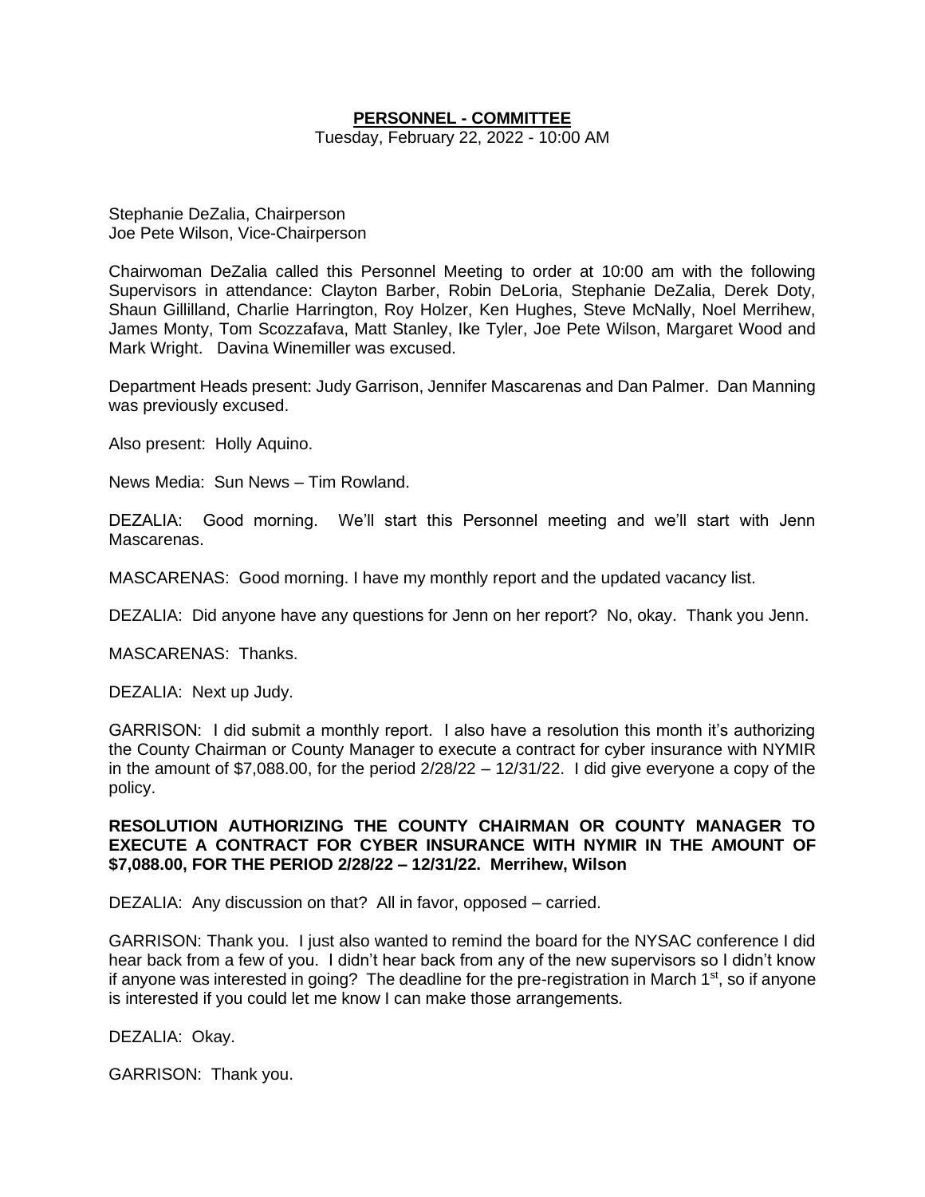# PERSONNEL - COMMITTEE

Tuesday, February 22, 2022 - 10:00 AM

Stephanie DeZalia, Chairperson
Joe Pete Wilson, Vice-Chairperson

Chairwoman DeZalia called this Personnel Meeting to order at 10:00 am with the following Supervisors in attendance: Clayton Barber, Robin DeLoria, Stephanie DeZalia, Derek Doty, Shaun Gillilland, Charlie Harrington, Roy Holzer, Ken Hughes, Steve McNally, Noel Merrihew, James Monty, Tom Scozzafava, Matt Stanley, Ike Tyler, Joe Pete Wilson, Margaret Wood and Mark Wright. Davina Winemiller was excused.

Department Heads present: Judy Garrison, Jennifer Mascarenas and Dan Palmer. Dan Manning was previously excused.

Also present: Holly Aquino.

News Media: Sun News – Tim Rowland.

DEZALIA: Good morning. We'll start this Personnel meeting and we'll start with Jenn Mascarenas.

MASCARENAS: Good morning. I have my monthly report and the updated vacancy list.

DEZALIA: Did anyone have any questions for Jenn on her report? No, okay. Thank you Jenn.

MASCARENAS: Thanks.

DEZALIA: Next up Judy.

GARRISON: I did submit a monthly report. I also have a resolution this month it's authorizing the County Chairman or County Manager to execute a contract for cyber insurance with NYMIR in the amount of $7,088.00, for the period 2/28/22 – 12/31/22. I did give everyone a copy of the policy.

**RESOLUTION AUTHORIZING THE COUNTY CHAIRMAN OR COUNTY MANAGER TO EXECUTE A CONTRACT FOR CYBER INSURANCE WITH NYMIR IN THE AMOUNT OF $7,088.00, FOR THE PERIOD 2/28/22 – 12/31/22. Merrihew, Wilson**

DEZALIA: Any discussion on that? All in favor, opposed – carried.

GARRISON: Thank you. I just also wanted to remind the board for the NYSAC conference I did hear back from a few of you. I didn't hear back from any of the new supervisors so I didn't know if anyone was interested in going? The deadline for the pre-registration in March 1st, so if anyone is interested if you could let me know I can make those arrangements.

DEZALIA: Okay.

GARRISON: Thank you.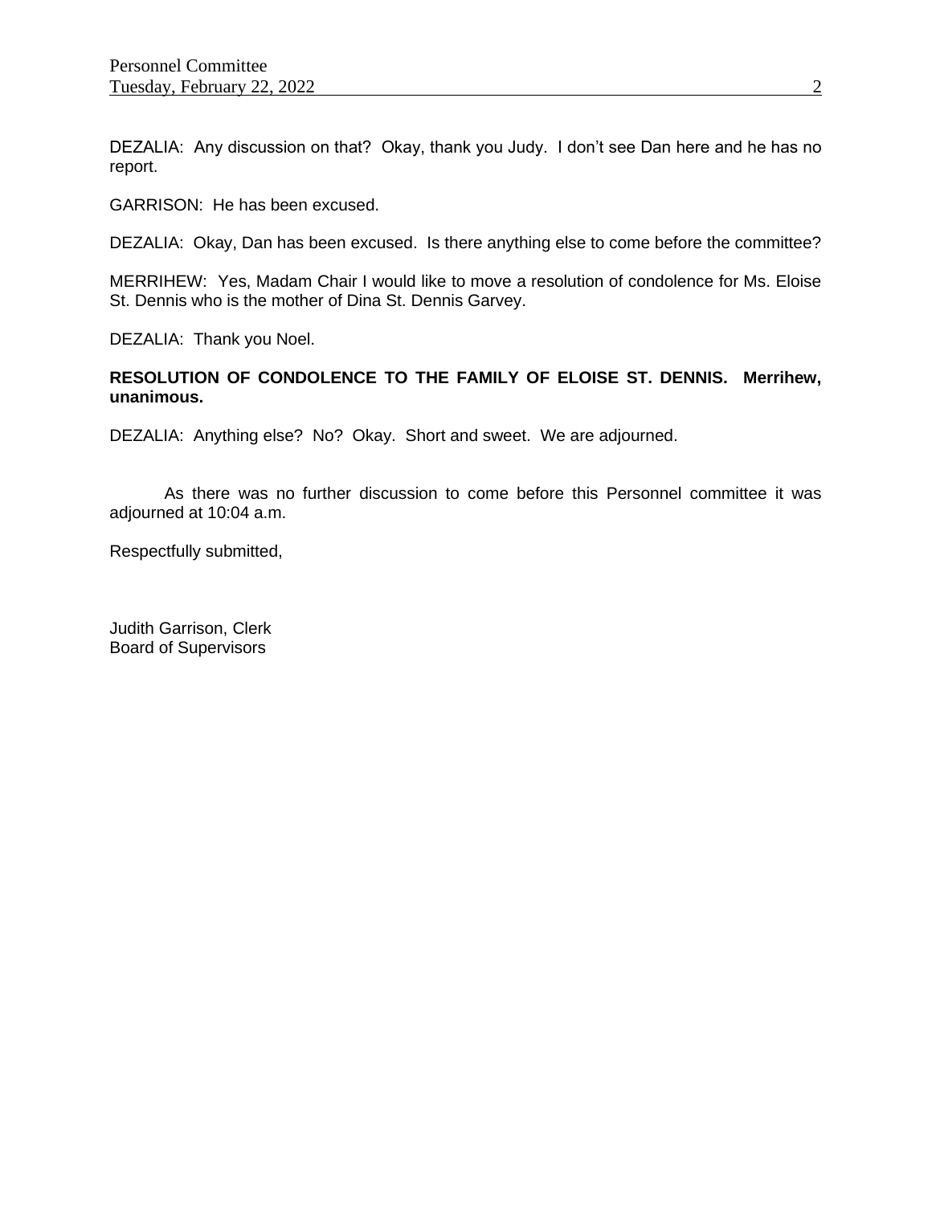DEZALIA: Any discussion on that? Okay, thank you Judy. I don't see Dan here and he has no report.

GARRISON: He has been excused.

DEZALIA: Okay, Dan has been excused. Is there anything else to come before the committee?

MERRIHEW: Yes, Madam Chair I would like to move a resolution of condolence for Ms. Eloise St. Dennis who is the mother of Dina St. Dennis Garvey.

DEZALIA: Thank you Noel.

**RESOLUTION OF CONDOLENCE TO THE FAMILY OF ELOISE ST. DENNIS. Merrihew, unanimous.**

DEZALIA: Anything else? No? Okay. Short and sweet. We are adjourned.

As there was no further discussion to come before this Personnel committee it was adjourned at 10:04 a.m.

Respectfully submitted,

Judith Garrison, Clerk
Board of Supervisors